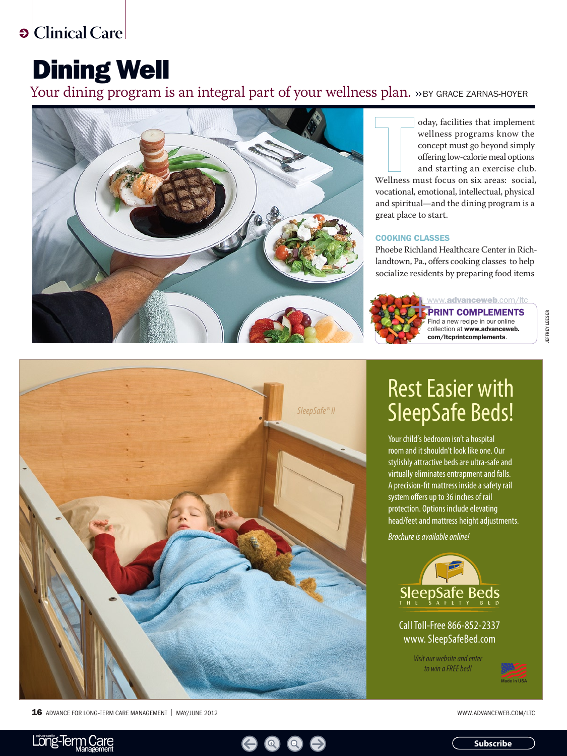Clinical Care

# Dining Well

Your dining program is an integral part of your wellness plan. »BY GRACE ZARNAS-HOYER

Today, facilities that implement wellness programs know the concept must go beyond simply offering low-calorie meal options and starting an exercise club. Wellness must focus on six areas: social, vocational, emotional, intellectual, physical and spiritual—and the dining program is a great place to start.

### COOKING CLASSES

Phoebe Richland Healthcare Center in Richlandtown, Pa., offers cooking classes to help socialize residents by preparing food items

www.advanceweb.com/ltc

**PRINT COMPLEMENTS**

Find a new recipe in our online collection at **www.advanceweb.com/ltcprintcomplements**.

JEFFREY LEESER

## Rest Easier with SleepSafe Beds!

Your child's bedroom isn't a hospital room and it shouldn't look like one. Our stylishly attractive beds are ultra-safe and virtually eliminates entrapment and falls. A precision-fit mattress inside a safety rail system offers up to 36 inches of rail protection. Options include elevating head/feet and mattress height adjustments.

*Brochure is available online!*

SleepSafe Beds
THE SAFETY BED

Call Toll-Free 866-852-2337
www. SleepSafeBed.com

*Visit our website and enter to win a FREE bed!*

Made in USA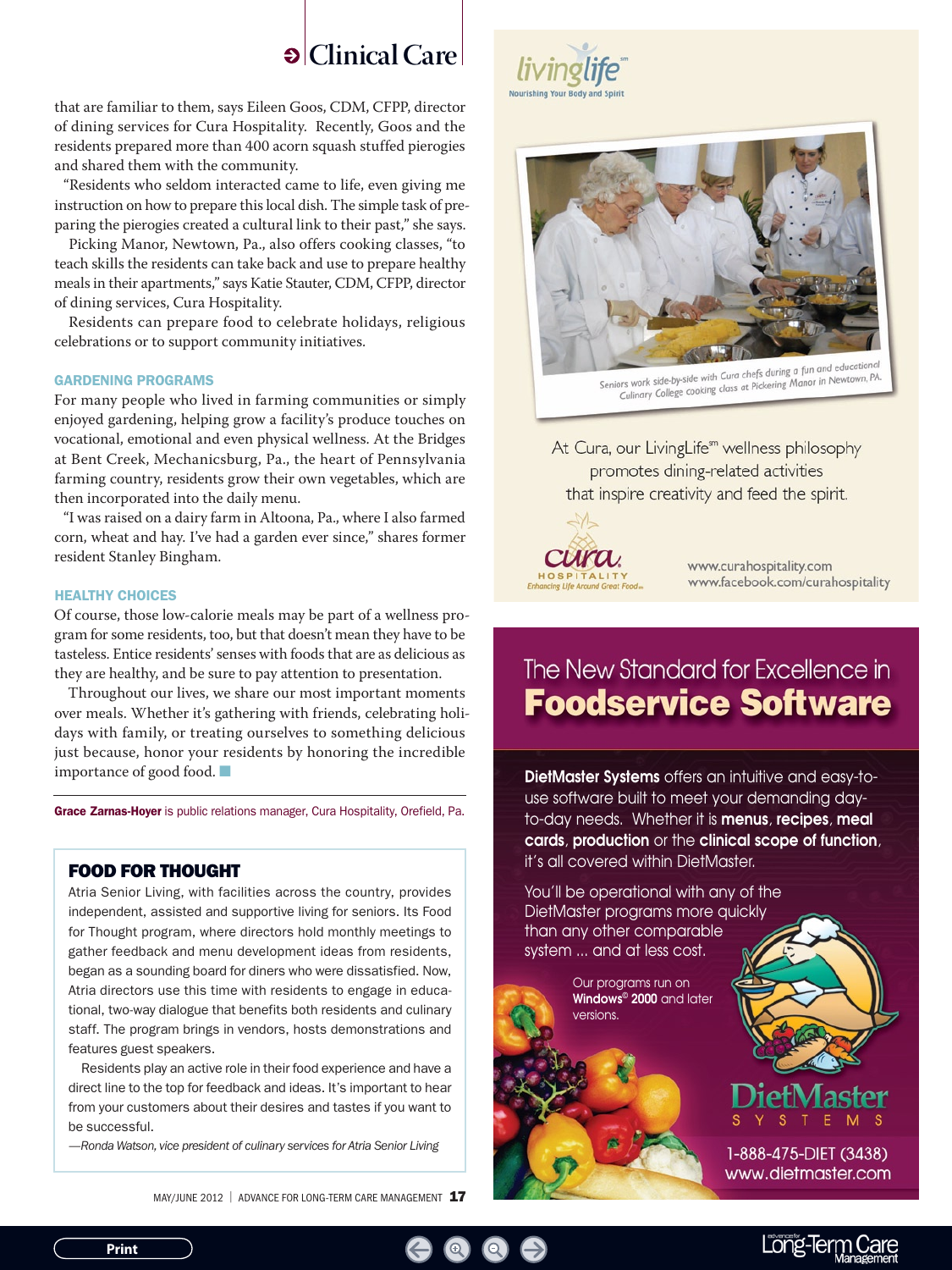that are familiar to them, says Eileen Goos, CDM, CFPP, director of dining services for Cura Hospitality. Recently, Goos and the residents prepared more than 400 acorn squash stuffed pierogies and shared them with the community.

"Residents who seldom interacted came to life, even giving me instruction on how to prepare this local dish. The simple task of preparing the pierogies created a cultural link to their past," she says.

Picking Manor, Newtown, Pa., also offers cooking classes, "to teach skills the residents can take back and use to prepare healthy meals in their apartments," says Katie Stauter, CDM, CFPP, director of dining services, Cura Hospitality.

Residents can prepare food to celebrate holidays, religious celebrations or to support community initiatives.

### GARDENING PROGRAMS

For many people who lived in farming communities or simply enjoyed gardening, helping grow a facility's produce touches on vocational, emotional and even physical wellness. At the Bridges at Bent Creek, Mechanicsburg, Pa., the heart of Pennsylvania farming country, residents grow their own vegetables, which are then incorporated into the daily menu.

"I was raised on a dairy farm in Altoona, Pa., where I also farmed corn, wheat and hay. I've had a garden ever since," shares former resident Stanley Bingham.

### HEALTHY CHOICES

Of course, those low-calorie meals may be part of a wellness program for some residents, too, but that doesn't mean they have to be tasteless. Entice residents' senses with foods that are as delicious as they are healthy, and be sure to pay attention to presentation.

Throughout our lives, we share our most important moments over meals. Whether it's gathering with friends, celebrating holidays with family, or treating ourselves to something delicious just because, honor your residents by honoring the incredible importance of good food.

**Grace Zarnas-Hoyer** is public relations manager, Cura Hospitality, Orefield, Pa.

## FOOD FOR THOUGHT

Atria Senior Living, with facilities across the country, provides independent, assisted and supportive living for seniors. Its Food for Thought program, where directors hold monthly meetings to gather feedback and menu development ideas from residents, began as a sounding board for diners who were dissatisfied. Now, Atria directors use this time with residents to engage in educational, two-way dialogue that benefits both residents and culinary staff. The program brings in vendors, hosts demonstrations and features guest speakers.

Residents play an active role in their food experience and have a direct line to the top for feedback and ideas. It's important to hear from your customers about their desires and tastes if you want to be successful.

*—Ronda Watson, vice president of culinary services for Atria Senior Living*

livinglife℠
Nourishing Your Body and Spirit

Seniors work side-by-side with Cura chefs during a fun and educational Culinary College cooking class at Pickering Manor in Newtown, PA.

At Cura, our LivingLife℠ wellness philosophy promotes dining-related activities that inspire creativity and feed the spirit.

cura HOSPITALITY
Enhancing Life Around Great Food
www.curahospitality.com
www.facebook.com/curahospitality

The New Standard for Excellence in
**Foodservice Software**

**DietMaster Systems** offers an intuitive and easy-to-use software built to meet your demanding day-to-day needs. Whether it is **menus**, **recipes**, **meal cards**, **production** or the **clinical scope of function**, it's all covered within DietMaster.

You'll be operational with any of the DietMaster programs more quickly than any other comparable system ... and at less cost.

Our programs run on **Windows® 2000** and later versions.

DietMaster SYSTEMS
1-888-475-DIET (3438)
www.dietmaster.com